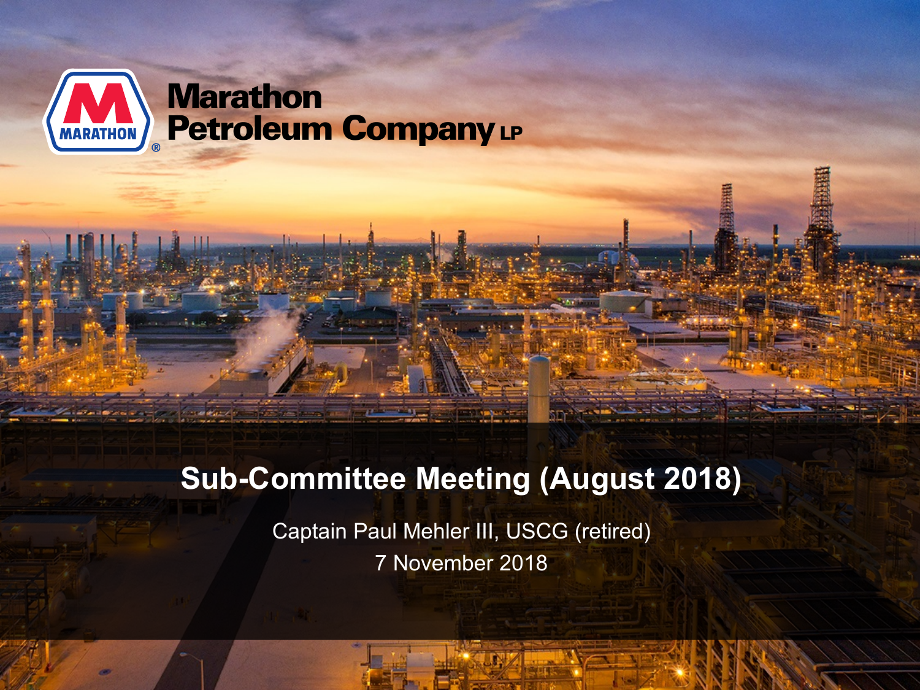Marathon Petroleum Company LP

# Sub-Committee Meeting (August 2018)

Captain Paul Mehler III, USCG (retired)

7 November 2018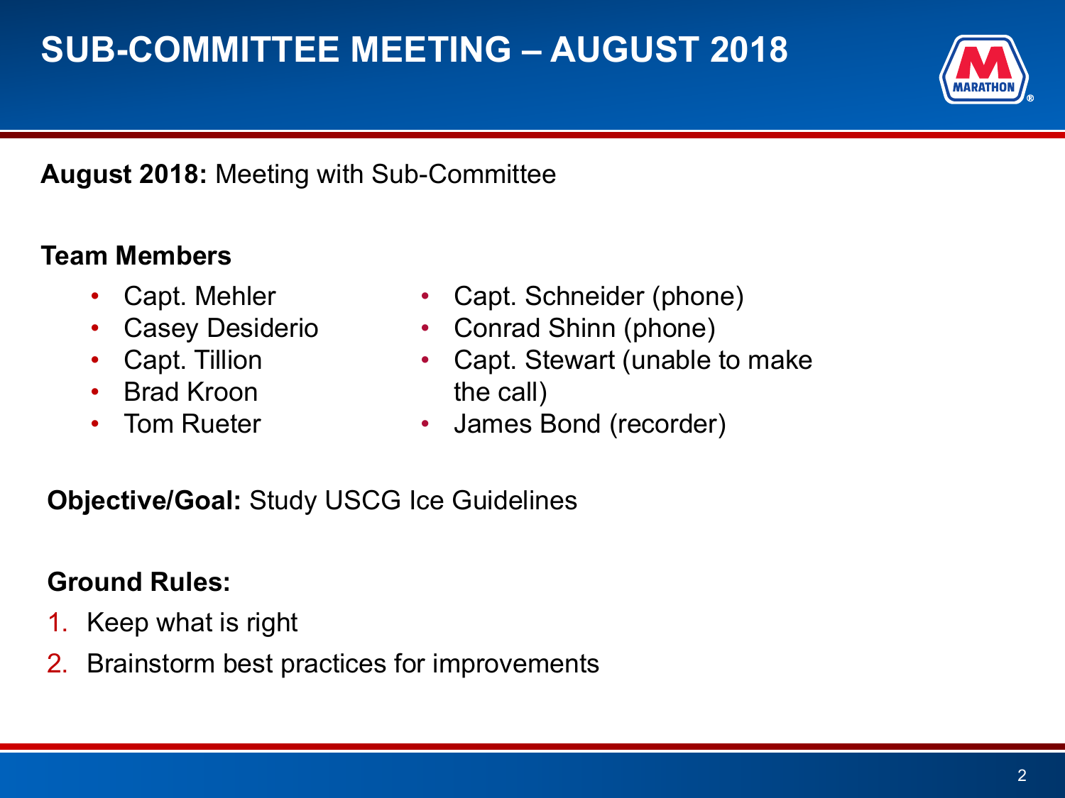# SUB-COMMITTEE MEETING – AUGUST 2018

**August 2018:** Meeting with Sub-Committee

**Team Members**

- Capt. Mehler
- Casey Desiderio
- Capt. Tillion
- Brad Kroon
- Tom Rueter
- Capt. Schneider (phone)
- Conrad Shinn (phone)
- Capt. Stewart (unable to make the call)
- James Bond (recorder)

**Objective/Goal:** Study USCG Ice Guidelines

**Ground Rules:**

1. Keep what is right
2. Brainstorm best practices for improvements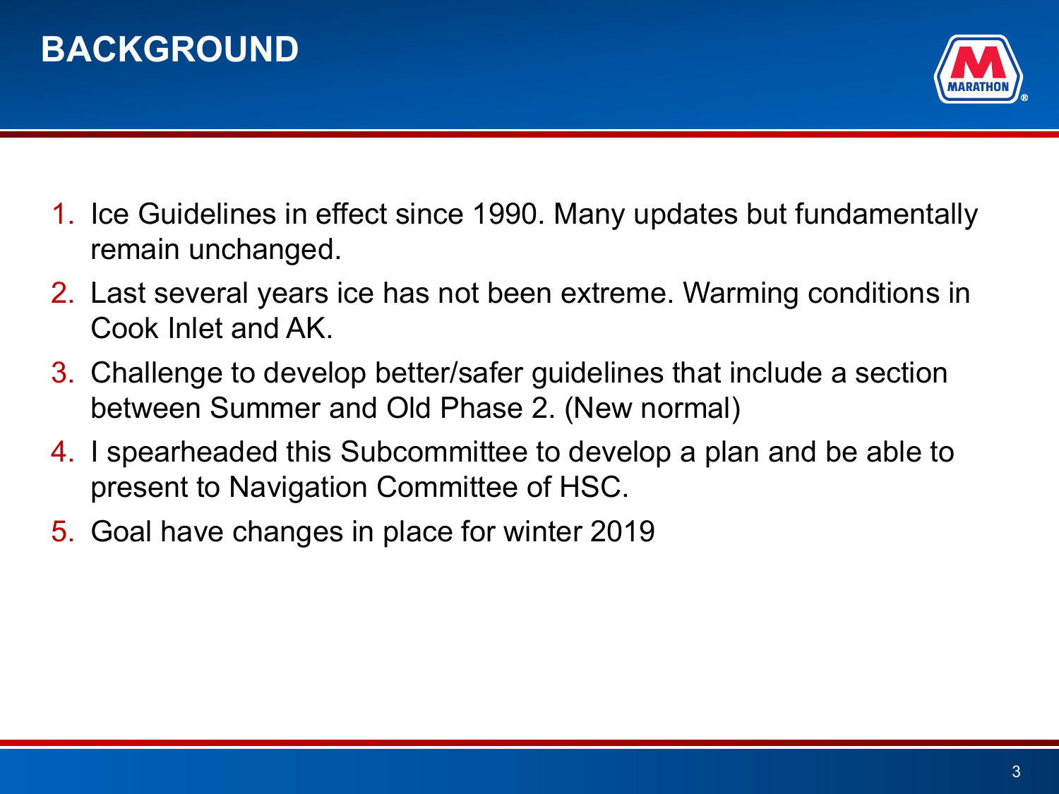# BACKGROUND

1. Ice Guidelines in effect since 1990. Many updates but fundamentally remain unchanged.
2. Last several years ice has not been extreme. Warming conditions in Cook Inlet and AK.
3. Challenge to develop better/safer guidelines that include a section between Summer and Old Phase 2. (New normal)
4. I spearheaded this Subcommittee to develop a plan and be able to present to Navigation Committee of HSC.
5. Goal have changes in place for winter 2019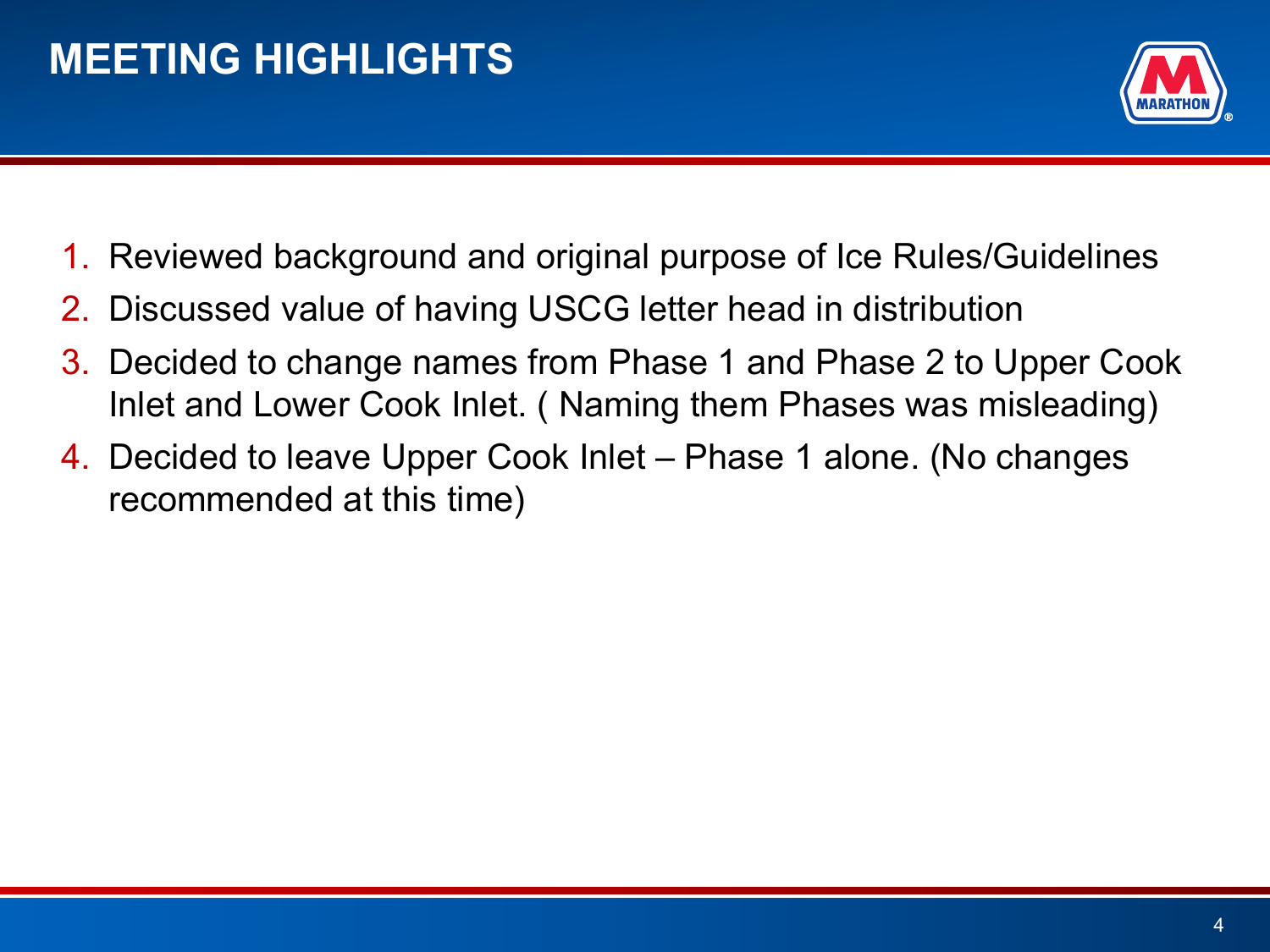# MEETING HIGHLIGHTS

1. Reviewed background and original purpose of Ice Rules/Guidelines
2. Discussed value of having USCG letter head in distribution
3. Decided to change names from Phase 1 and Phase 2 to Upper Cook Inlet and Lower Cook Inlet. ( Naming them Phases was misleading)
4. Decided to leave Upper Cook Inlet – Phase 1 alone. (No changes recommended at this time)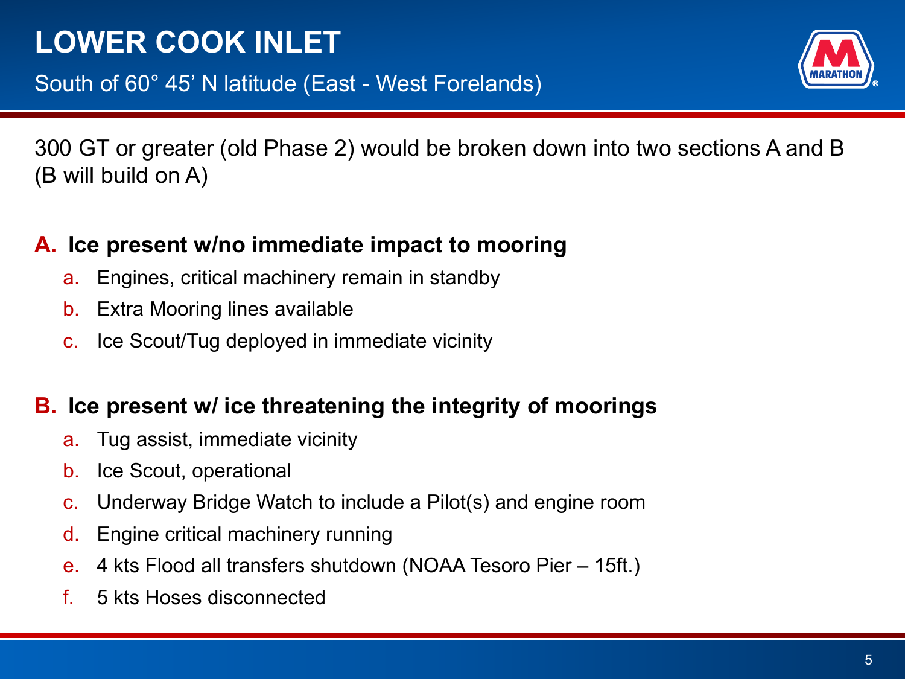# LOWER COOK INLET

## South of 60° 45' N latitude (East - West Forelands)

300 GT or greater (old Phase 2) would be broken down into two sections A and B (B will build on A)

### A. Ice present w/no immediate impact to mooring

a. Engines, critical machinery remain in standby
b. Extra Mooring lines available
c. Ice Scout/Tug deployed in immediate vicinity

### B. Ice present w/ ice threatening the integrity of moorings

a. Tug assist, immediate vicinity
b. Ice Scout, operational
c. Underway Bridge Watch to include a Pilot(s) and engine room
d. Engine critical machinery running
e. 4 kts Flood all transfers shutdown (NOAA Tesoro Pier – 15ft.)
f. 5 kts Hoses disconnected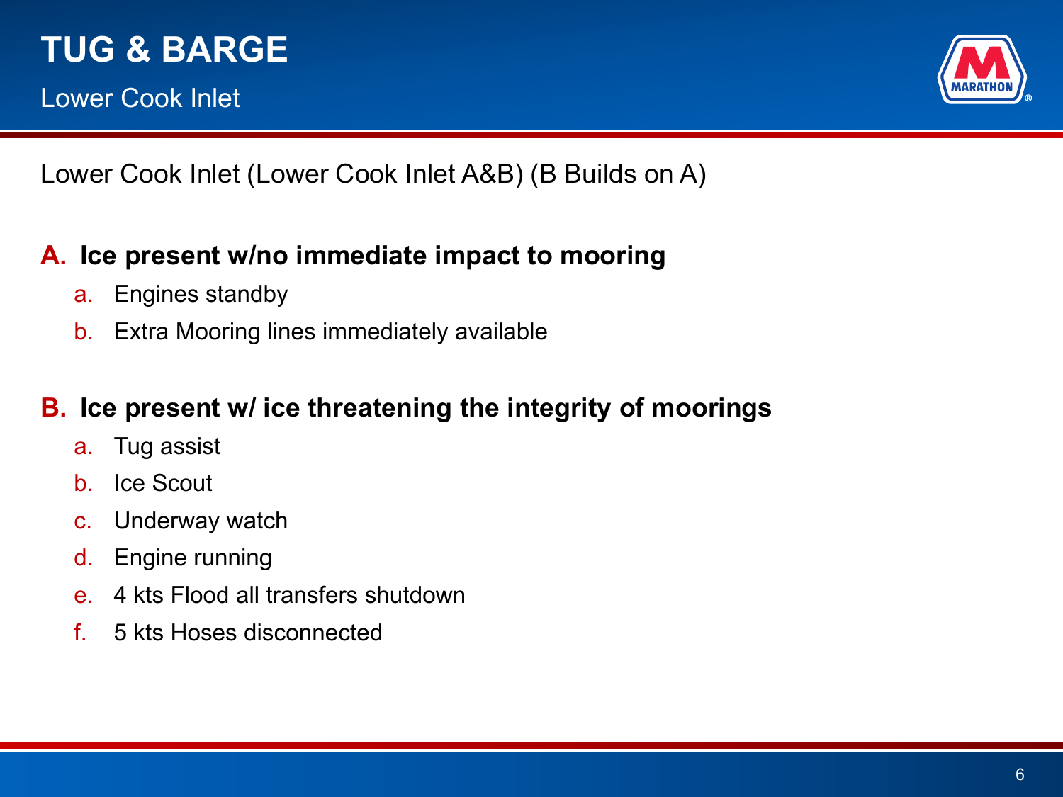# TUG & BARGE

## Lower Cook Inlet

Lower Cook Inlet (Lower Cook Inlet A&B) (B Builds on A)

**A. Ice present w/no immediate impact to mooring**

a. Engines standby
b. Extra Mooring lines immediately available

**B. Ice present w/ ice threatening the integrity of moorings**

a. Tug assist
b. Ice Scout
c. Underway watch
d. Engine running
e. 4 kts Flood all transfers shutdown
f. 5 kts Hoses disconnected